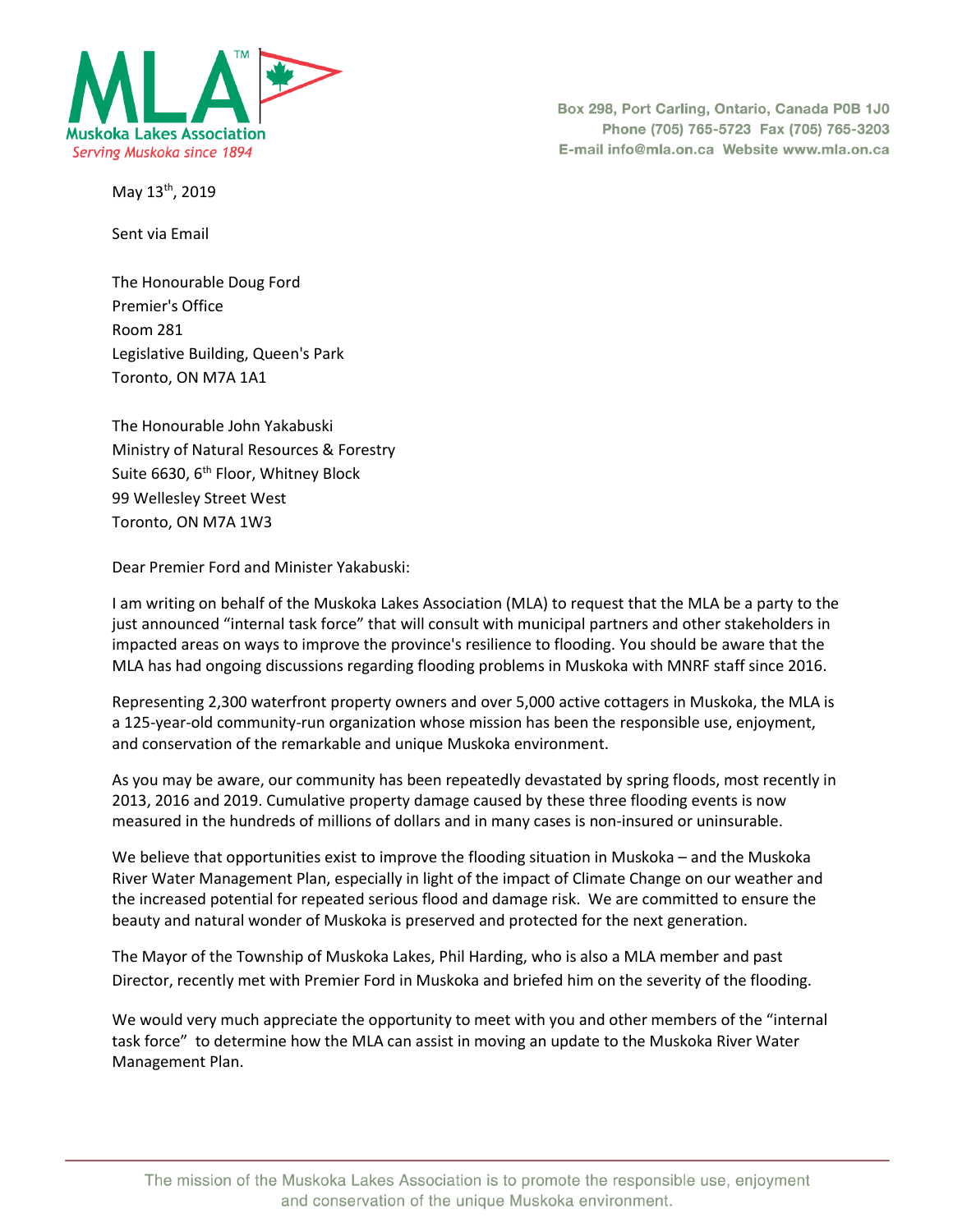**Muskoka Lakes Association**
*Serving Muskoka since 1894*

Box 298, Port Carling, Ontario, Canada P0B 1J0
Phone (705) 765-5723 Fax (705) 765-3203
E-mail info@mla.on.ca Website www.mla.on.ca

May 13th, 2019

Sent via Email

The Honourable Doug Ford
Premier's Office
Room 281
Legislative Building, Queen's Park
Toronto, ON M7A 1A1

The Honourable John Yakabuski
Ministry of Natural Resources & Forestry
Suite 6630, 6th Floor, Whitney Block
99 Wellesley Street West
Toronto, ON M7A 1W3

Dear Premier Ford and Minister Yakabuski:

I am writing on behalf of the Muskoka Lakes Association (MLA) to request that the MLA be a party to the just announced "internal task force" that will consult with municipal partners and other stakeholders in impacted areas on ways to improve the province's resilience to flooding. You should be aware that the MLA has had ongoing discussions regarding flooding problems in Muskoka with MNRF staff since 2016.

Representing 2,300 waterfront property owners and over 5,000 active cottagers in Muskoka, the MLA is a 125-year-old community-run organization whose mission has been the responsible use, enjoyment, and conservation of the remarkable and unique Muskoka environment.

As you may be aware, our community has been repeatedly devastated by spring floods, most recently in 2013, 2016 and 2019. Cumulative property damage caused by these three flooding events is now measured in the hundreds of millions of dollars and in many cases is non-insured or uninsurable.

We believe that opportunities exist to improve the flooding situation in Muskoka – and the Muskoka River Water Management Plan, especially in light of the impact of Climate Change on our weather and the increased potential for repeated serious flood and damage risk. We are committed to ensure the beauty and natural wonder of Muskoka is preserved and protected for the next generation.

The Mayor of the Township of Muskoka Lakes, Phil Harding, who is also a MLA member and past Director, recently met with Premier Ford in Muskoka and briefed him on the severity of the flooding.

We would very much appreciate the opportunity to meet with you and other members of the "internal task force" to determine how the MLA can assist in moving an update to the Muskoka River Water Management Plan.

The mission of the Muskoka Lakes Association is to promote the responsible use, enjoyment and conservation of the unique Muskoka environment.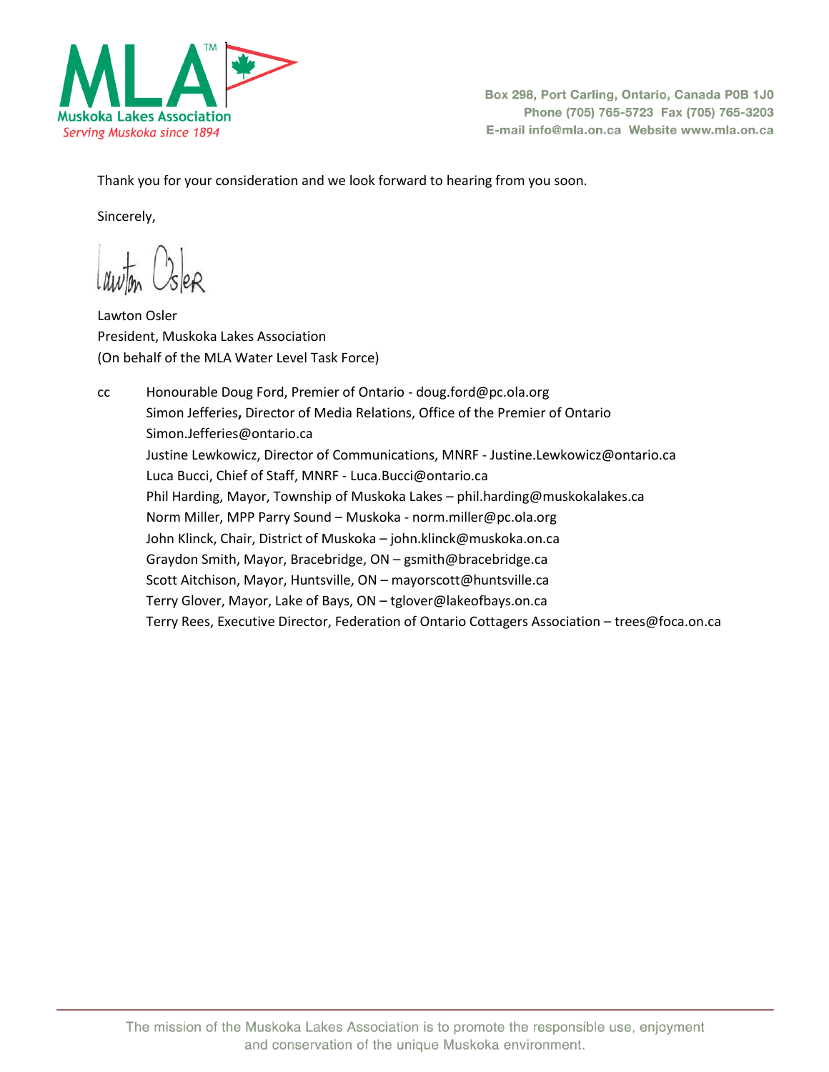Thank you for your consideration and we look forward to hearing from you soon.

Sincerely,

Lawton Osler
President, Muskoka Lakes Association
(On behalf of the MLA Water Level Task Force)

cc Honourable Doug Ford, Premier of Ontario - doug.ford@pc.ola.org
Simon Jefferies**,** Director of Media Relations, Office of the Premier of Ontario Simon.Jefferies@ontario.ca
Justine Lewkowicz, Director of Communications, MNRF - Justine.Lewkowicz@ontario.ca
Luca Bucci, Chief of Staff, MNRF - Luca.Bucci@ontario.ca
Phil Harding, Mayor, Township of Muskoka Lakes – phil.harding@muskokalakes.ca
Norm Miller, MPP Parry Sound – Muskoka - norm.miller@pc.ola.org
John Klinck, Chair, District of Muskoka – john.klinck@muskoka.on.ca
Graydon Smith, Mayor, Bracebridge, ON – gsmith@bracebridge.ca
Scott Aitchison, Mayor, Huntsville, ON – mayorscott@huntsville.ca
Terry Glover, Mayor, Lake of Bays, ON – tglover@lakeofbays.on.ca
Terry Rees, Executive Director, Federation of Ontario Cottagers Association – trees@foca.on.ca